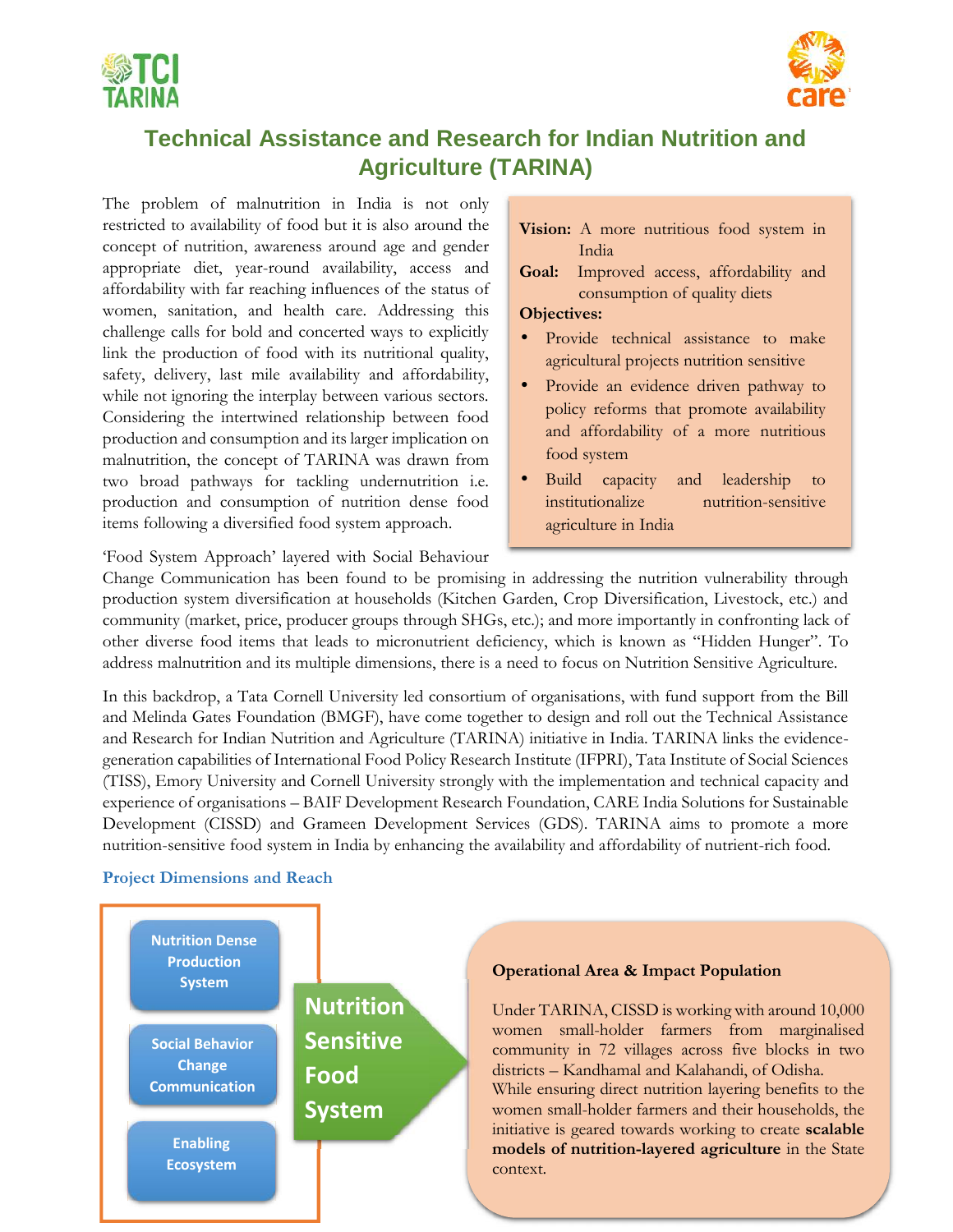# Technical Assistance and Research for Indian Nutrition and Agriculture (TARINA)

**Vision:** A more nutritious food system in India

**Goal:** Improved access, affordability and consumption of quality diets

**Objectives:**

- Provide technical assistance to make agricultural projects nutrition sensitive
- Provide an evidence driven pathway to policy reforms that promote availability and affordability of a more nutritious food system
- Build capacity and leadership to institutionalize nutrition-sensitive agriculture in India

The problem of malnutrition in India is not only restricted to availability of food but it is also around the concept of nutrition, awareness around age and gender appropriate diet, year-round availability, access and affordability with far reaching influences of the status of women, sanitation, and health care. Addressing this challenge calls for bold and concerted ways to explicitly link the production of food with its nutritional quality, safety, delivery, last mile availability and affordability, while not ignoring the interplay between various sectors. Considering the intertwined relationship between food production and consumption and its larger implication on malnutrition, the concept of TARINA was drawn from two broad pathways for tackling undernutrition i.e. production and consumption of nutrition dense food items following a diversified food system approach.

'Food System Approach' layered with Social Behaviour Change Communication has been found to be promising in addressing the nutrition vulnerability through production system diversification at households (Kitchen Garden, Crop Diversification, Livestock, etc.) and community (market, price, producer groups through SHGs, etc.); and more importantly in confronting lack of other diverse food items that leads to micronutrient deficiency, which is known as "Hidden Hunger". To address malnutrition and its multiple dimensions, there is a need to focus on Nutrition Sensitive Agriculture.

In this backdrop, a Tata Cornell University led consortium of organisations, with fund support from the Bill and Melinda Gates Foundation (BMGF), have come together to design and roll out the Technical Assistance and Research for Indian Nutrition and Agriculture (TARINA) initiative in India. TARINA links the evidence-generation capabilities of International Food Policy Research Institute (IFPRI), Tata Institute of Social Sciences (TISS), Emory University and Cornell University strongly with the implementation and technical capacity and experience of organisations – BAIF Development Research Foundation, CARE India Solutions for Sustainable Development (CISSD) and Grameen Development Services (GDS). TARINA aims to promote a more nutrition-sensitive food system in India by enhancing the availability and affordability of nutrient-rich food.

### Project Dimensions and Reach

- Nutrition Dense Production System
- Social Behavior Change Communication
- Enabling Ecosystem

→ **Nutrition Sensitive Food System**

**Operational Area & Impact Population**

Under TARINA, CISSD is working with around 10,000 women small-holder farmers from marginalised community in 72 villages across five blocks in two districts – Kandhamal and Kalahandi, of Odisha.

While ensuring direct nutrition layering benefits to the women small-holder farmers and their households, the initiative is geared towards working to create **scalable models of nutrition-layered agriculture** in the State context.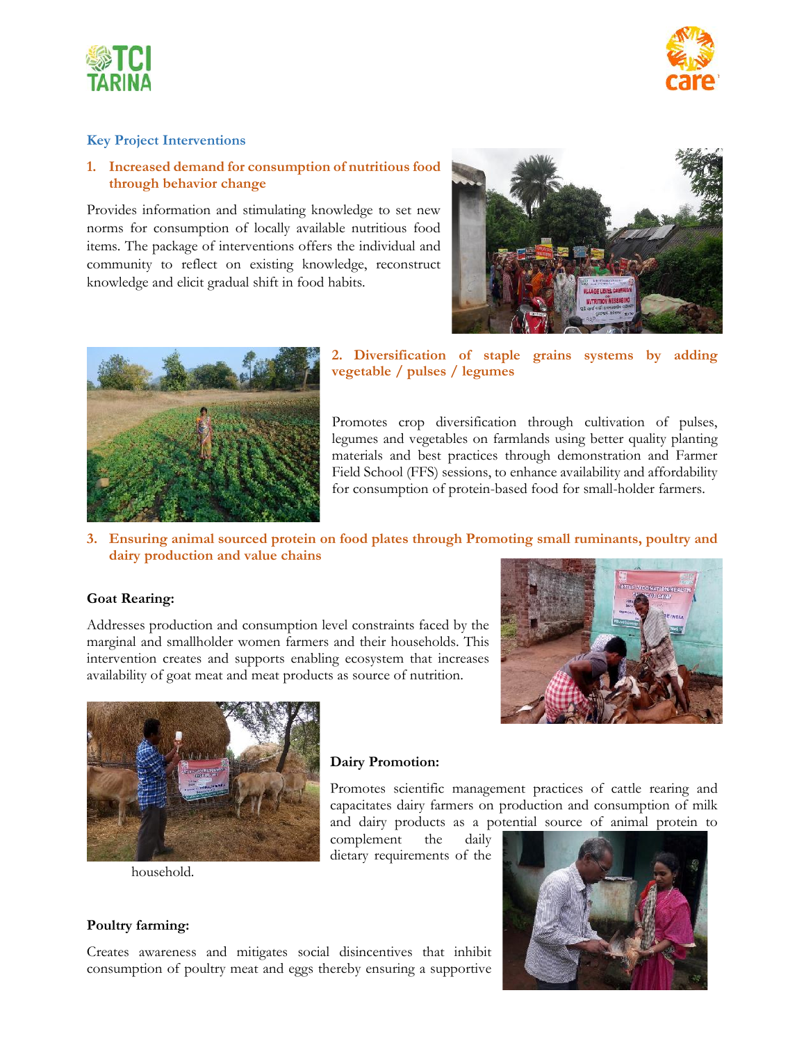## Key Project Interventions

### 1. Increased demand for consumption of nutritious food through behavior change

Provides information and stimulating knowledge to set new norms for consumption of locally available nutritious food items. The package of interventions offers the individual and community to reflect on existing knowledge, reconstruct knowledge and elicit gradual shift in food habits.

### 2. Diversification of staple grains systems by adding vegetable / pulses / legumes

Promotes crop diversification through cultivation of pulses, legumes and vegetables on farmlands using better quality planting materials and best practices through demonstration and Farmer Field School (FFS) sessions, to enhance availability and affordability for consumption of protein-based food for small-holder farmers.

### 3. Ensuring animal sourced protein on food plates through Promoting small ruminants, poultry and dairy production and value chains

**Goat Rearing:**

Addresses production and consumption level constraints faced by the marginal and smallholder women farmers and their households. This intervention creates and supports enabling ecosystem that increases availability of goat meat and meat products as source of nutrition.

**Dairy Promotion:**

Promotes scientific management practices of cattle rearing and capacitates dairy farmers on production and consumption of milk and dairy products as a potential source of animal protein to complement the daily dietary requirements of the household.

**Poultry farming:**

Creates awareness and mitigates social disincentives that inhibit consumption of poultry meat and eggs thereby ensuring a supportive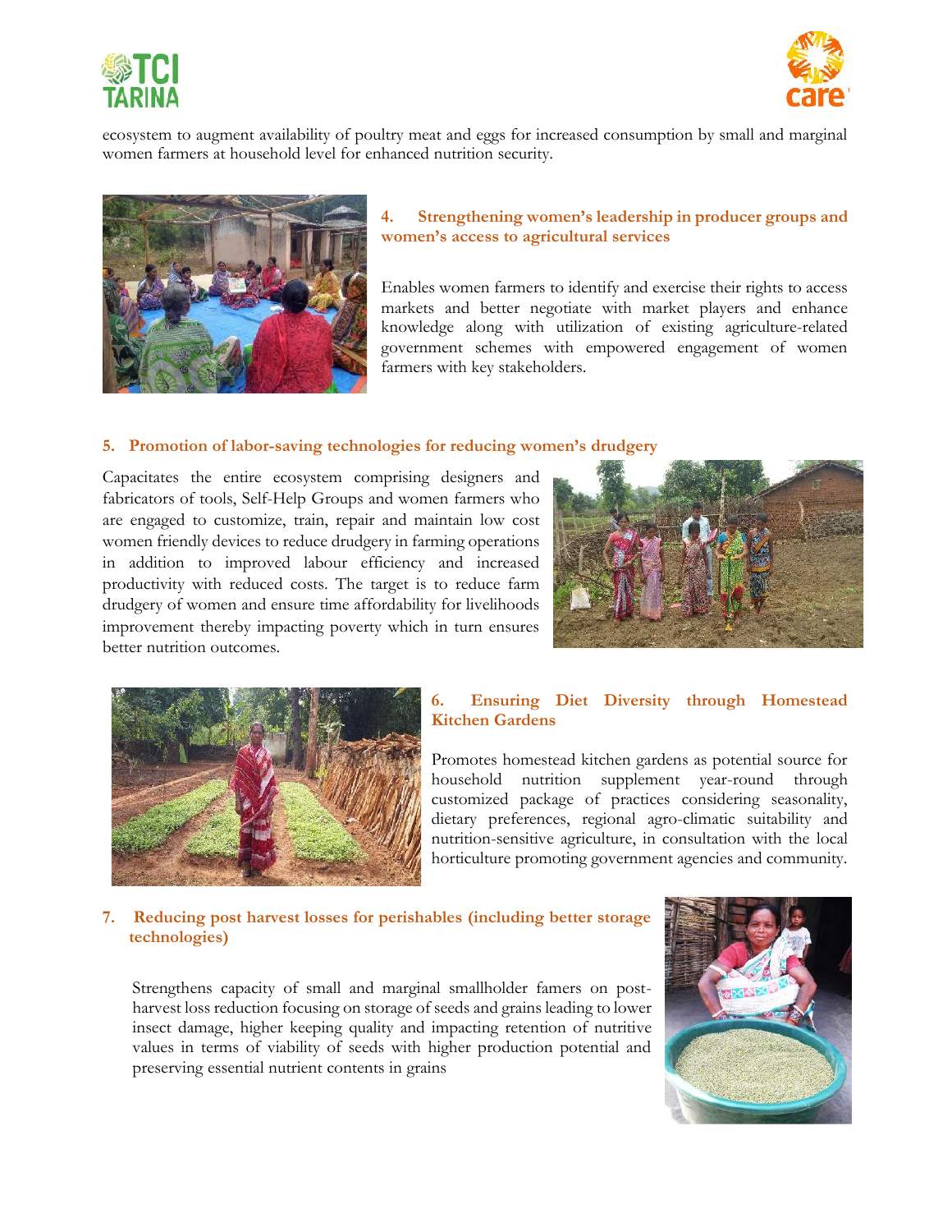ecosystem to augment availability of poultry meat and eggs for increased consumption by small and marginal women farmers at household level for enhanced nutrition security.

### 4. Strengthening women's leadership in producer groups and women's access to agricultural services

Enables women farmers to identify and exercise their rights to access markets and better negotiate with market players and enhance knowledge along with utilization of existing agriculture-related government schemes with empowered engagement of women farmers with key stakeholders.

### 5. Promotion of labor-saving technologies for reducing women's drudgery

Capacitates the entire ecosystem comprising designers and fabricators of tools, Self-Help Groups and women farmers who are engaged to customize, train, repair and maintain low cost women friendly devices to reduce drudgery in farming operations in addition to improved labour efficiency and increased productivity with reduced costs. The target is to reduce farm drudgery of women and ensure time affordability for livelihoods improvement thereby impacting poverty which in turn ensures better nutrition outcomes.

### 6. Ensuring Diet Diversity through Homestead Kitchen Gardens

Promotes homestead kitchen gardens as potential source for household nutrition supplement year-round through customized package of practices considering seasonality, dietary preferences, regional agro-climatic suitability and nutrition-sensitive agriculture, in consultation with the local horticulture promoting government agencies and community.

### 7. Reducing post harvest losses for perishables (including better storage technologies)

Strengthens capacity of small and marginal smallholder famers on post-harvest loss reduction focusing on storage of seeds and grains leading to lower insect damage, higher keeping quality and impacting retention of nutritive values in terms of viability of seeds with higher production potential and preserving essential nutrient contents in grains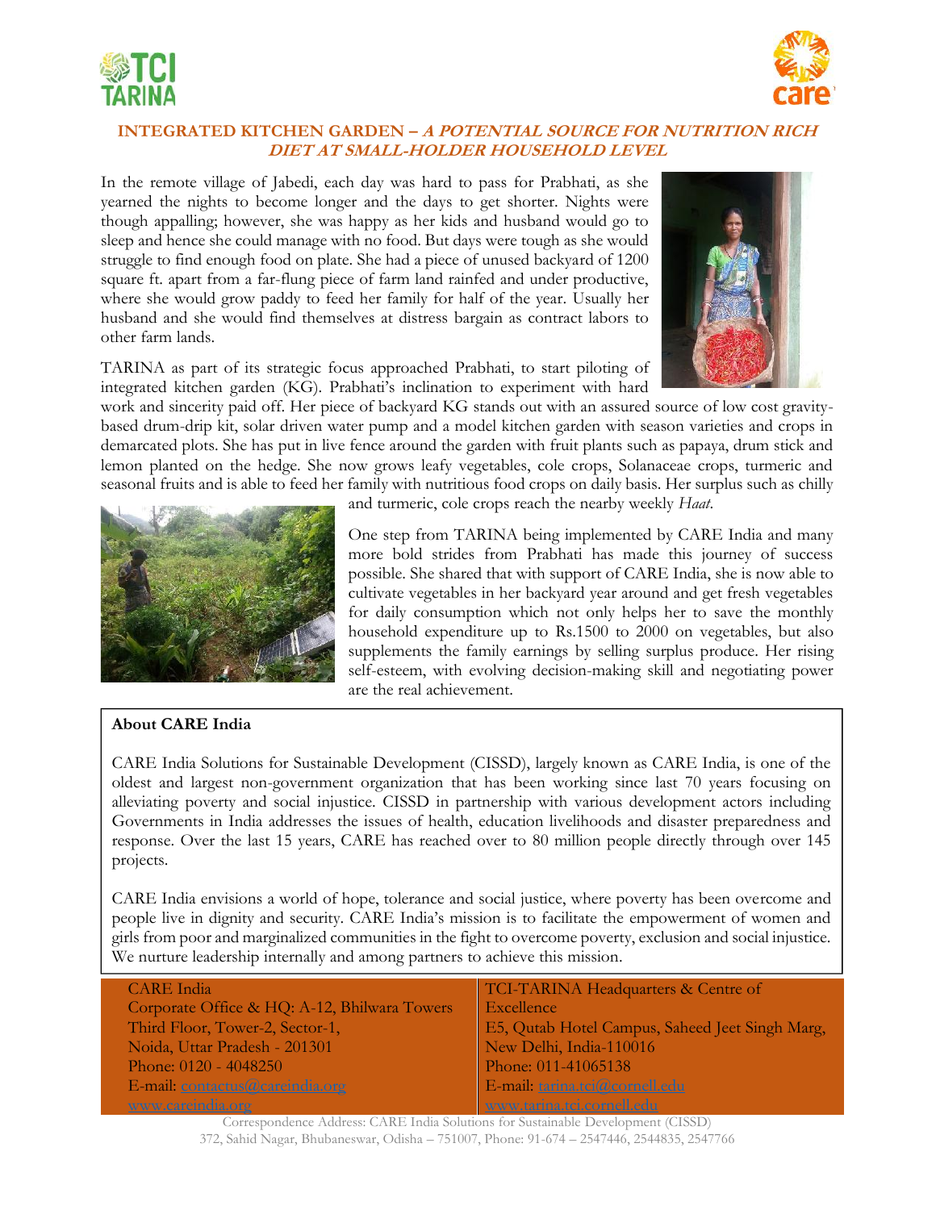# INTEGRATED KITCHEN GARDEN – *A POTENTIAL SOURCE FOR NUTRITION RICH DIET AT SMALL-HOLDER HOUSEHOLD LEVEL*

In the remote village of Jabedi, each day was hard to pass for Prabhati, as she yearned the nights to become longer and the days to get shorter. Nights were though appalling; however, she was happy as her kids and husband would go to sleep and hence she could manage with no food. But days were tough as she would struggle to find enough food on plate. She had a piece of unused backyard of 1200 square ft. apart from a far-flung piece of farm land rainfed and under productive, where she would grow paddy to feed her family for half of the year. Usually her husband and she would find themselves at distress bargain as contract labors to other farm lands.

TARINA as part of its strategic focus approached Prabhati, to start piloting of integrated kitchen garden (KG). Prabhati's inclination to experiment with hard work and sincerity paid off. Her piece of backyard KG stands out with an assured source of low cost gravity-based drum-drip kit, solar driven water pump and a model kitchen garden with season varieties and crops in demarcated plots. She has put in live fence around the garden with fruit plants such as papaya, drum stick and lemon planted on the hedge. She now grows leafy vegetables, cole crops, Solanaceae crops, turmeric and seasonal fruits and is able to feed her family with nutritious food crops on daily basis. Her surplus such as chilly and turmeric, cole crops reach the nearby weekly *Haat*.

One step from TARINA being implemented by CARE India and many more bold strides from Prabhati has made this journey of success possible. She shared that with support of CARE India, she is now able to cultivate vegetables in her backyard year around and get fresh vegetables for daily consumption which not only helps her to save the monthly household expenditure up to Rs.1500 to 2000 on vegetables, but also supplements the family earnings by selling surplus produce. Her rising self-esteem, with evolving decision-making skill and negotiating power are the real achievement.

**About CARE India**

CARE India Solutions for Sustainable Development (CISSD), largely known as CARE India, is one of the oldest and largest non-government organization that has been working since last 70 years focusing on alleviating poverty and social injustice. CISSD in partnership with various development actors including Governments in India addresses the issues of health, education livelihoods and disaster preparedness and response. Over the last 15 years, CARE has reached over to 80 million people directly through over 145 projects.

CARE India envisions a world of hope, tolerance and social justice, where poverty has been overcome and people live in dignity and security. CARE India's mission is to facilitate the empowerment of women and girls from poor and marginalized communities in the fight to overcome poverty, exclusion and social injustice. We nurture leadership internally and among partners to achieve this mission.

| CARE India | TCI-TARINA Headquarters & Centre of Excellence |
|---|---|
| Corporate Office & HQ: A-12, Bhilwara Towers Third Floor, Tower-2, Sector-1, Noida, Uttar Pradesh - 201301 | E5, Qutab Hotel Campus, Saheed Jeet Singh Marg, New Delhi, India-110016 |
| Phone: 0120 - 4048250 | Phone: 011-41065138 |
| E-mail: contactus@careindia.org | E-mail: tarina.tci@cornell.edu |
| www.careindia.org | www.tarina.tci.cornell.edu |

Correspondence Address: CARE India Solutions for Sustainable Development (CISSD) 372, Sahid Nagar, Bhubaneswar, Odisha – 751007, Phone: 91-674 – 2547446, 2544835, 2547766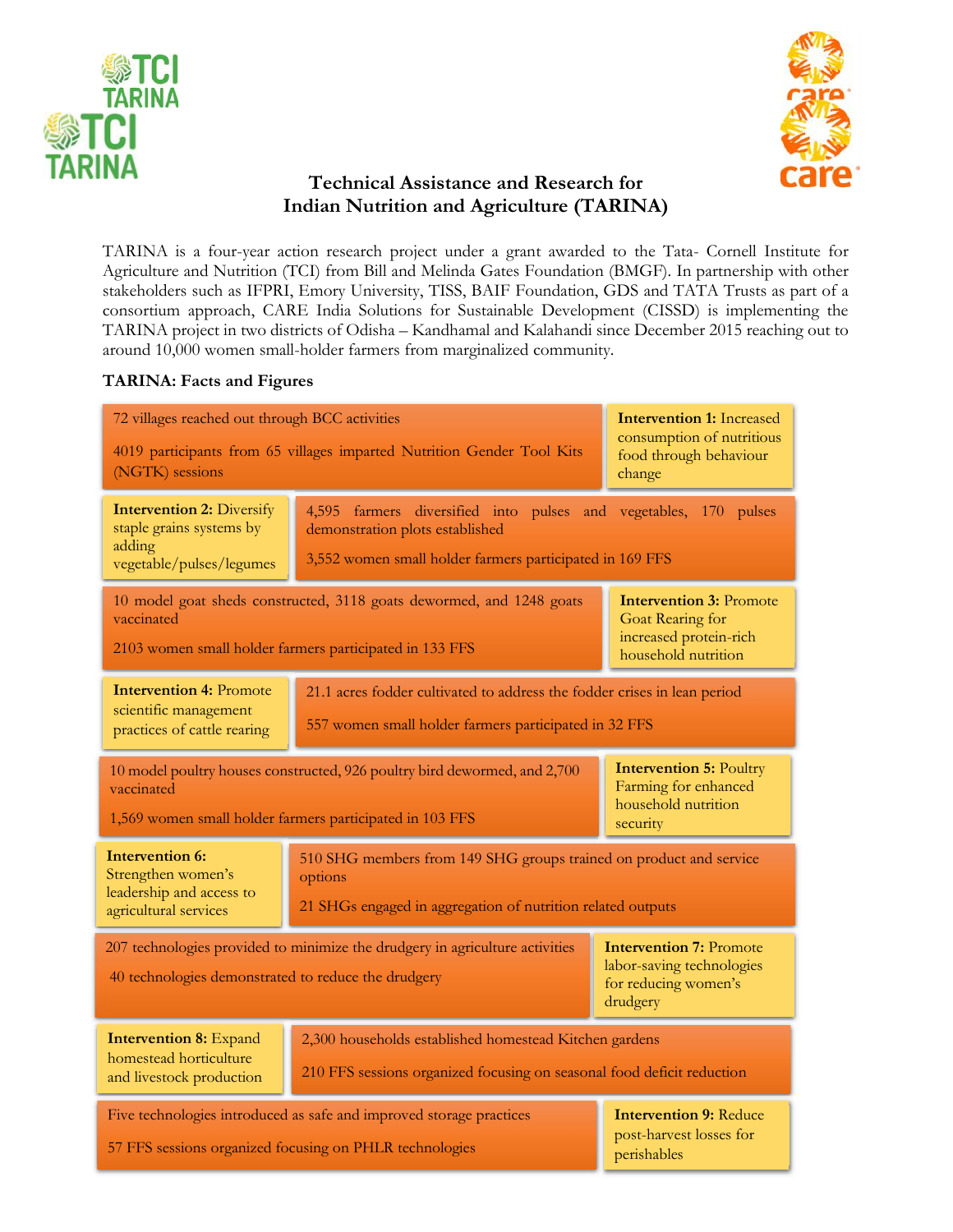## Technical Assistance and Research for Indian Nutrition and Agriculture (TARINA)

TARINA is a four-year action research project under a grant awarded to the Tata- Cornell Institute for Agriculture and Nutrition (TCI) from Bill and Melinda Gates Foundation (BMGF). In partnership with other stakeholders such as IFPRI, Emory University, TISS, BAIF Foundation, GDS and TATA Trusts as part of a consortium approach, CARE India Solutions for Sustainable Development (CISSD) is implementing the TARINA project in two districts of Odisha – Kandhamal and Kalahandi since December 2015 reaching out to around 10,000 women small-holder farmers from marginalized community.

### TARINA: Facts and Figures

| Intervention | Facts and Figures |
|---|---|
| **Intervention 1:** Increased consumption of nutritious food through behaviour change | 72 villages reached out through BCC activities<br><br>4019 participants from 65 villages imparted Nutrition Gender Tool Kits (NGTK) sessions |
| **Intervention 2:** Diversify staple grains systems by adding vegetable/pulses/legumes | 4,595 farmers diversified into pulses and vegetables, 170 pulses demonstration plots established<br><br>3,552 women small holder farmers participated in 169 FFS |
| **Intervention 3:** Promote Goat Rearing for increased protein-rich household nutrition | 10 model goat sheds constructed, 3118 goats dewormed, and 1248 goats vaccinated<br><br>2103 women small holder farmers participated in 133 FFS |
| **Intervention 4:** Promote scientific management practices of cattle rearing | 21.1 acres fodder cultivated to address the fodder crises in lean period<br><br>557 women small holder farmers participated in 32 FFS |
| **Intervention 5:** Poultry Farming for enhanced household nutrition security | 10 model poultry houses constructed, 926 poultry bird dewormed, and 2,700 vaccinated<br><br>1,569 women small holder farmers participated in 103 FFS |
| **Intervention 6:** Strengthen women's leadership and access to agricultural services | 510 SHG members from 149 SHG groups trained on product and service options<br><br>21 SHGs engaged in aggregation of nutrition related outputs |
| **Intervention 7:** Promote labor-saving technologies for reducing women's drudgery | 207 technologies provided to minimize the drudgery in agriculture activities<br><br>40 technologies demonstrated to reduce the drudgery |
| **Intervention 8:** Expand homestead horticulture and livestock production | 2,300 households established homestead Kitchen gardens<br><br>210 FFS sessions organized focusing on seasonal food deficit reduction |
| **Intervention 9:** Reduce post-harvest losses for perishables | Five technologies introduced as safe and improved storage practices<br><br>57 FFS sessions organized focusing on PHLR technologies |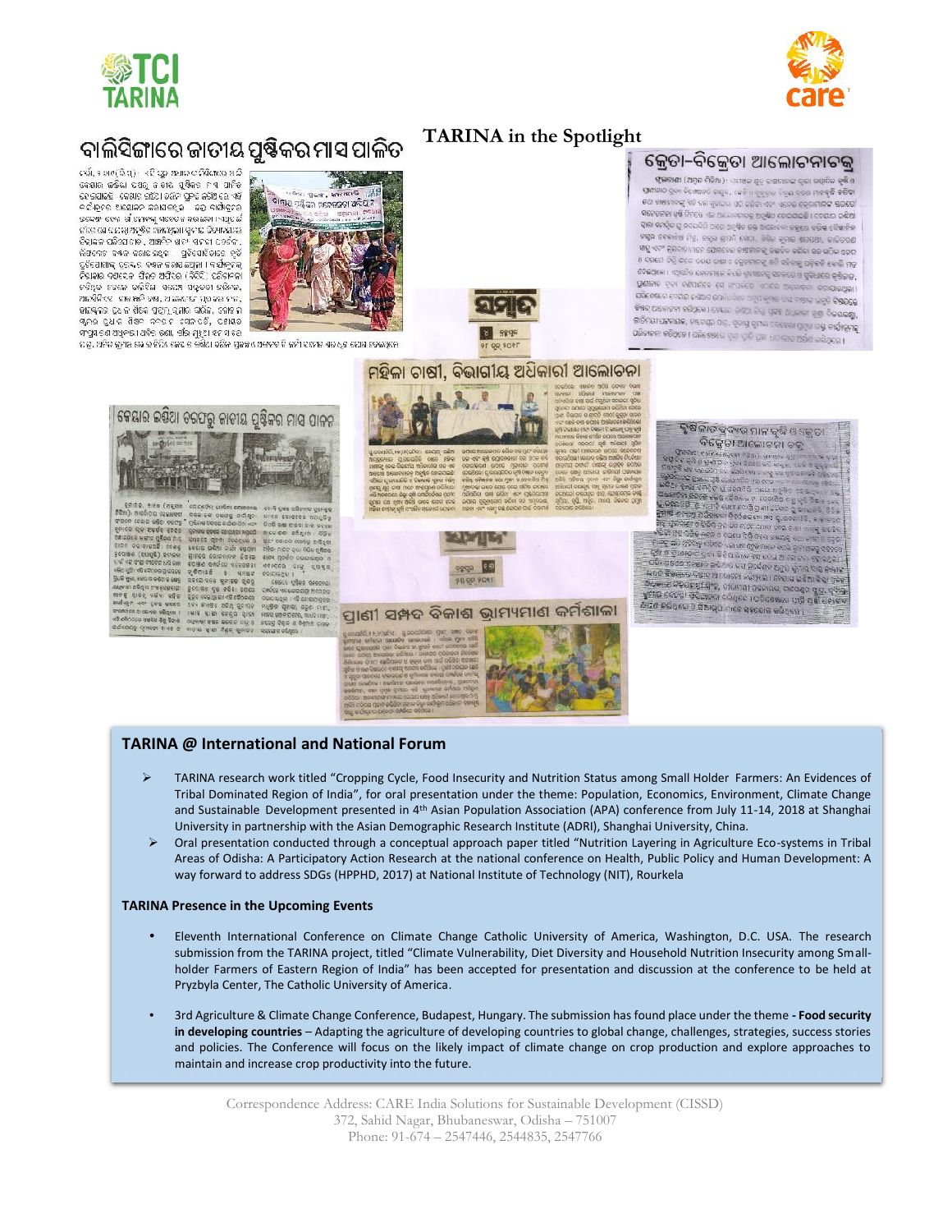## TARINA in the Spotlight

ବାଲିସିଙ୍ଗାରେ ଜାତୀୟ ପୁଷ୍ଟିକର ମାସ ପାଳିତ

କ୍ରେତା-ବିକ୍ରେତା ଆଲୋଚନାଚକ୍ର

ମହିଳା ଚାଷୀ, ବିଭାଗୀୟ ଅଧିକାରୀ ଆଲୋଚନା

କେୟାର ଇଣ୍ଡିଆ ତରଫରୁ ଜାତୀୟ ପୁଷ୍ଟିକର ମାସ ପାଳନ

ପ୍ରାଣୀ ସମ୍ପଦ ବିକାଶ ଭାମ୍ୟମାଣ କର୍ମଶାଳା

## TARINA @ International and National Forum

- TARINA research work titled "Cropping Cycle, Food Insecurity and Nutrition Status among Small Holder Farmers: An Evidences of Tribal Dominated Region of India", for oral presentation under the theme: Population, Economics, Environment, Climate Change and Sustainable Development presented in 4th Asian Population Association (APA) conference from July 11-14, 2018 at Shanghai University in partnership with the Asian Demographic Research Institute (ADRI), Shanghai University, China.
- Oral presentation conducted through a conceptual approach paper titled "Nutrition Layering in Agriculture Eco-systems in Tribal Areas of Odisha: A Participatory Action Research at the national conference on Health, Public Policy and Human Development: A way forward to address SDGs (HPPHD, 2017) at National Institute of Technology (NIT), Rourkela

### TARINA Presence in the Upcoming Events

- Eleventh International Conference on Climate Change Catholic University of America, Washington, D.C. USA. The research submission from the TARINA project, titled "Climate Vulnerability, Diet Diversity and Household Nutrition Insecurity among Small-holder Farmers of Eastern Region of India" has been accepted for presentation and discussion at the conference to be held at Pryzbyla Center, The Catholic University of America.
- 3rd Agriculture & Climate Change Conference, Budapest, Hungary. The submission has found place under the theme **- Food security in developing countries** – Adapting the agriculture of developing countries to global change, challenges, strategies, success stories and policies. The Conference will focus on the likely impact of climate change on crop production and explore approaches to maintain and increase crop productivity into the future.

Correspondence Address: CARE India Solutions for Sustainable Development (CISSD)
372, Sahid Nagar, Bhubaneswar, Odisha – 751007
Phone: 91-674 – 2547446, 2544835, 2547766